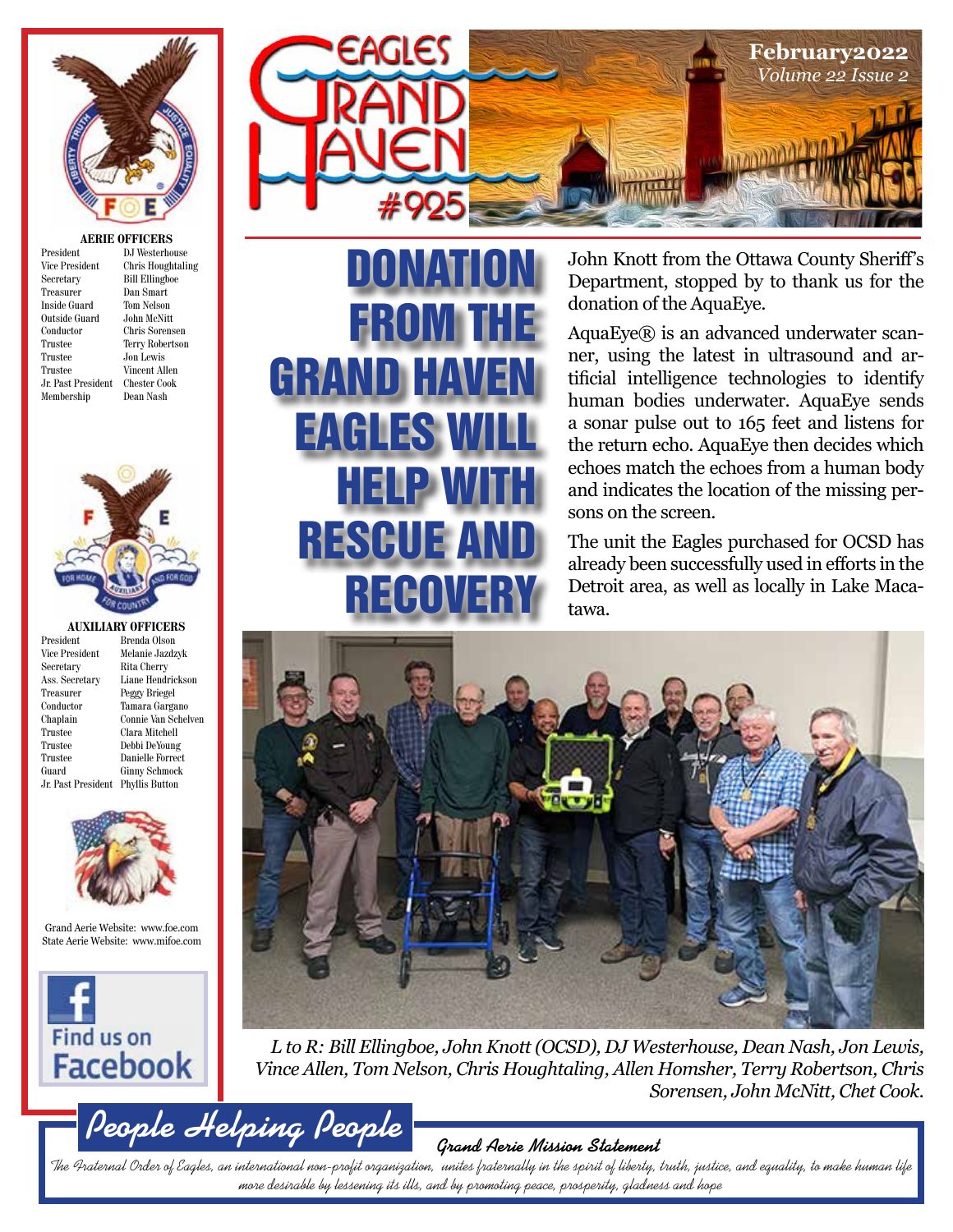# Eagles Grand Haven #925

**February2022**
*Volume 22 Issue 2*

**AERIE OFFICERS**

| | |
|---|---|
| President | DJ Westerhouse |
| Vice President | Chris Houghtaling |
| Secretary | Bill Ellingboe |
| Treasurer | Dan Smart |
| Inside Guard | Tom Nelson |
| Outside Guard | John McNitt |
| Conductor | Chris Sorensen |
| Trustee | Terry Robertson |
| Trustee | Jon Lewis |
| Trustee | Vincent Allen |
| Jr. Past President | Chester Cook |
| Membership | Dean Nash |

**AUXILIARY OFFICERS**

| | |
|---|---|
| President | Brenda Olson |
| Vice President | Melanie Jazdzyk |
| Secretary | Rita Cherry |
| Ass. Secretary | Liane Hendrickson |
| Treasurer | Peggy Briegel |
| Conductor | Tamara Gargano |
| Chaplain | Connie Van Schelven |
| Trustee | Clara Mitchell |
| Trustee | Debbi DeYoung |
| Trustee | Danielle Forrect |
| Guard | Ginny Schmock |
| Jr. Past President | Phyllis Button |

Grand Aerie Website: www.foe.com
State Aerie Website: www.mifoe.com

Find us on Facebook

## DONATION FROM THE GRAND HAVEN EAGLES WILL HELP WITH RESCUE AND RECOVERY

John Knott from the Ottawa County Sheriff's Department, stopped by to thank us for the donation of the AquaEye.

AquaEye® is an advanced underwater scanner, using the latest in ultrasound and artificial intelligence technologies to identify human bodies underwater. AquaEye sends a sonar pulse out to 165 feet and listens for the return echo. AquaEye then decides which echoes match the echoes from a human body and indicates the location of the missing persons on the screen.

The unit the Eagles purchased for OCSD has already been successfully used in efforts in the Detroit area, as well as locally in Lake Macatawa.

*L to R: Bill Ellingboe, John Knott (OCSD), DJ Westerhouse, Dean Nash, Jon Lewis, Vince Allen, Tom Nelson, Chris Houghtaling, Allen Homsher, Terry Robertson, Chris Sorensen, John McNitt, Chet Cook.*

**People Helping People**

**Grand Aerie Mission Statement**

*The Fraternal Order of Eagles, an international non-profit organization, unites fraternally in the spirit of liberty, truth, justice, and equality, to make human life more desirable by lessening its ills, and by promoting peace, prosperity, gladness and hope*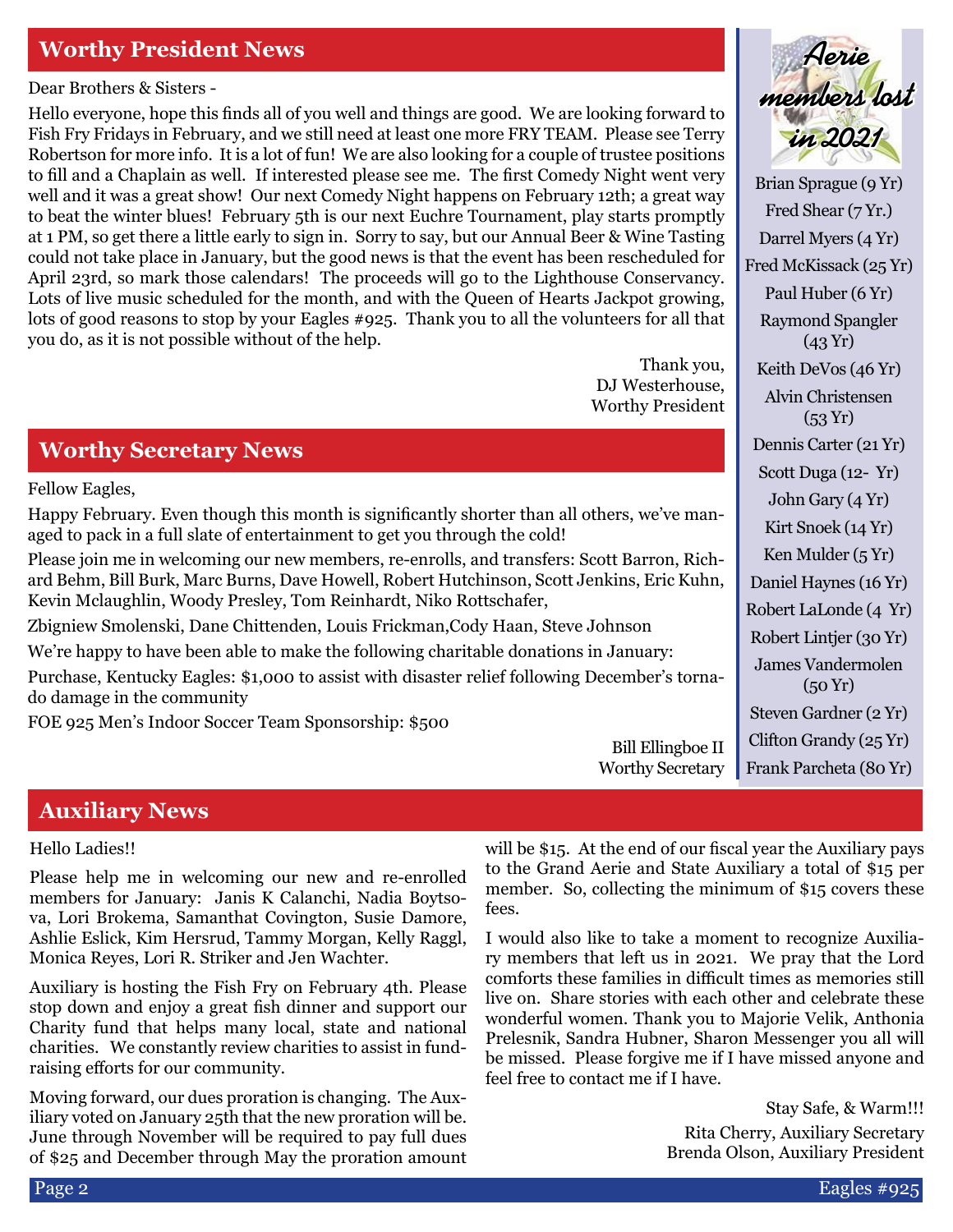## Worthy President News

Dear Brothers & Sisters -

Hello everyone, hope this finds all of you well and things are good. We are looking forward to Fish Fry Fridays in February, and we still need at least one more FRY TEAM. Please see Terry Robertson for more info. It is a lot of fun! We are also looking for a couple of trustee positions to fill and a Chaplain as well. If interested please see me. The first Comedy Night went very well and it was a great show! Our next Comedy Night happens on February 12th; a great way to beat the winter blues! February 5th is our next Euchre Tournament, play starts promptly at 1 PM, so get there a little early to sign in. Sorry to say, but our Annual Beer & Wine Tasting could not take place in January, but the good news is that the event has been rescheduled for April 23rd, so mark those calendars! The proceeds will go to the Lighthouse Conservancy. Lots of live music scheduled for the month, and with the Queen of Hearts Jackpot growing, lots of good reasons to stop by your Eagles #925. Thank you to all the volunteers for all that you do, as it is not possible without of the help.

Thank you,
DJ Westerhouse,
Worthy President

## Worthy Secretary News

Fellow Eagles,

Happy February. Even though this month is significantly shorter than all others, we've managed to pack in a full slate of entertainment to get you through the cold!

Please join me in welcoming our new members, re-enrolls, and transfers: Scott Barron, Richard Behm, Bill Burk, Marc Burns, Dave Howell, Robert Hutchinson, Scott Jenkins, Eric Kuhn, Kevin Mclaughlin, Woody Presley, Tom Reinhardt, Niko Rottschafer,

Zbigniew Smolenski, Dane Chittenden, Louis Frickman,Cody Haan, Steve Johnson

We're happy to have been able to make the following charitable donations in January:

Purchase, Kentucky Eagles: $1,000 to assist with disaster relief following December's tornado damage in the community

FOE 925 Men's Indoor Soccer Team Sponsorship: $500

Bill Ellingboe II
Worthy Secretary

### Aerie members lost in 2021

Brian Sprague (9 Yr)
Fred Shear (7 Yr.)
Darrel Myers (4 Yr)
Fred McKissack (25 Yr)
Paul Huber (6 Yr)
Raymond Spangler (43 Yr)
Keith DeVos (46 Yr)
Alvin Christensen (53 Yr)
Dennis Carter (21 Yr)
Scott Duga (12- Yr)
John Gary (4 Yr)
Kirt Snoek (14 Yr)
Ken Mulder (5 Yr)
Daniel Haynes (16 Yr)
Robert LaLonde (4 Yr)
Robert Lintjer (30 Yr)
James Vandermolen (50 Yr)
Steven Gardner (2 Yr)
Clifton Grandy (25 Yr)
Frank Parcheta (80 Yr)

## Auxiliary News

Hello Ladies!!

Please help me in welcoming our new and re-enrolled members for January: Janis K Calanchi, Nadia Boytsova, Lori Brokema, Samanthat Covington, Susie Damore, Ashlie Eslick, Kim Hersrud, Tammy Morgan, Kelly Raggl, Monica Reyes, Lori R. Striker and Jen Wachter.

Auxiliary is hosting the Fish Fry on February 4th. Please stop down and enjoy a great fish dinner and support our Charity fund that helps many local, state and national charities. We constantly review charities to assist in fundraising efforts for our community.

Moving forward, our dues proration is changing. The Auxiliary voted on January 25th that the new proration will be. June through November will be required to pay full dues of $25 and December through May the proration amount will be $15. At the end of our fiscal year the Auxiliary pays to the Grand Aerie and State Auxiliary a total of $15 per member. So, collecting the minimum of $15 covers these fees.

I would also like to take a moment to recognize Auxiliary members that left us in 2021. We pray that the Lord comforts these families in difficult times as memories still live on. Share stories with each other and celebrate these wonderful women. Thank you to Majorie Velik, Anthonia Prelesnik, Sandra Hubner, Sharon Messenger you all will be missed. Please forgive me if I have missed anyone and feel free to contact me if I have.

Stay Safe, & Warm!!!

Rita Cherry, Auxiliary Secretary
Brenda Olson, Auxiliary President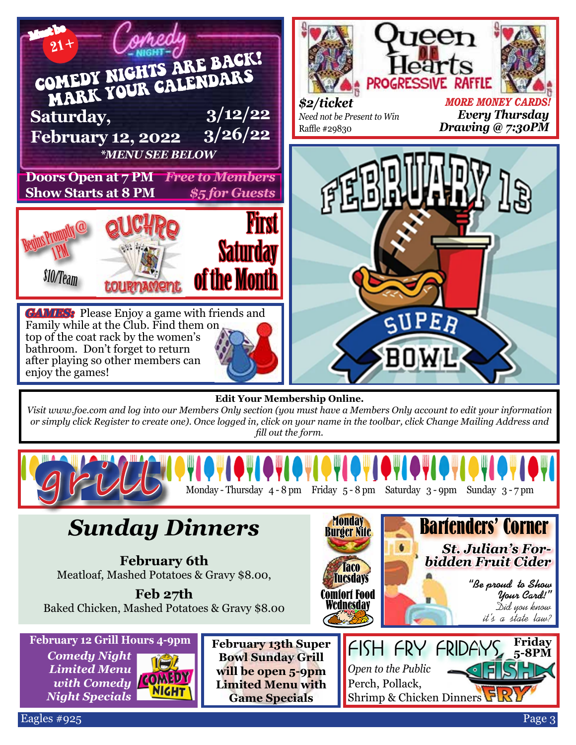## Comedy Night

Must be 21+

**COMEDY NIGHTS ARE BACK! MARK YOUR CALENDARS**

**Saturday, February 12, 2022**

**3/12/22**

**3/26/22**

***MENU SEE BELOW***

**Doors Open at 7 PM** — *Free to Members*

**Show Starts at 8 PM** — *$5 for Guests*

## Queen of Hearts Progressive Raffle

***$2/ticket***

*Need not be Present to Win*

Raffle #29830

***MORE MONEY CARDS!***

***Every Thursday Drawing @ 7:30PM***

## Euchre Tournament

Begins Promptly @ 1PM

$10/Team

**First Saturday of the Month**

## February 13 Super Bowl

***GAMES:*** Please Enjoy a game with friends and Family while at the Club. Find them on top of the coat rack by the women's bathroom. Don't forget to return after playing so other members can enjoy the games!

**Edit Your Membership Online.**

*Visit www.foe.com and log into our Members Only section (you must have a Members Only account to edit your information or simply click Register to create one). Once logged in, click on your name in the toolbar, click Change Mailing Address and fill out the form.*

## Grill

Monday - Thursday 4 - 8 pm   Friday 5 - 8 pm   Saturday 3 - 9pm   Sunday 3 - 7 pm

## Sunday Dinners

**February 6th**

Meatloaf, Mashed Potatoes & Gravy $8.00,

**Feb 27th**

Baked Chicken, Mashed Potatoes & Gravy $8.00

**Monday Burger Nite**

**Taco Tuesdays**

**Comfort Food Wednesday**

## Bartenders' Corner

***St. Julian's Forbidden Fruit Cider***

*"Be proud to Show Your Card!"*

*Did you know it's a state law?*

**February 12 Grill Hours 4-9pm**

***Comedy Night Limited Menu with Comedy Night Specials***

**February 13th Super Bowl Sunday Grill will be open 5-9pm Limited Menu with Game Specials**

## FISH FRY FRIDAYS

**Friday 5-8PM**

*Open to the Public*

Perch, Pollack, Shrimp & Chicken Dinners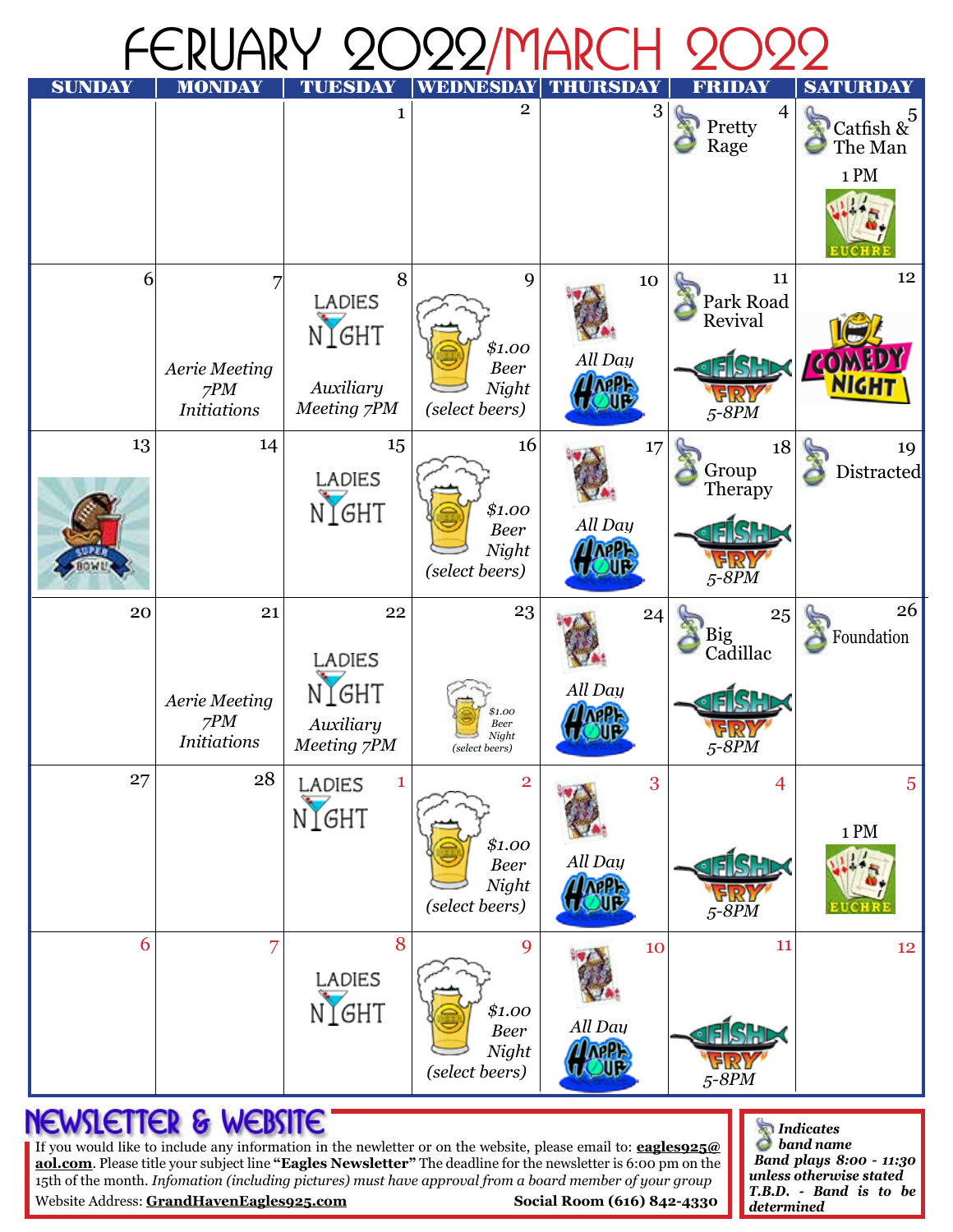# FERUARY 2022/MARCH 2022

| SUNDAY | MONDAY | TUESDAY | WEDNESDAY | THURSDAY | FRIDAY | SATURDAY |
|---|---|---|---|---|---|---|
| | | 1 | 2 | 3 | 4 Pretty Rage | 5 Catfish & The Man; 1 PM EUCHRE |
| 6 | 7 *Aerie Meeting 7PM Initiations* | 8 LADIES NIGHT *Auxiliary Meeting 7PM* | 9 *$1.00 Beer Night (select beers)* | 10 *All Day* HAPPY HOUR | 11 Park Road Revival; FISH FRY *5-8PM* | 12 LOL COMEDY NIGHT |
| 13 SUPER BOWL | 14 | 15 LADIES NIGHT | 16 *$1.00 Beer Night (select beers)* | 17 *All Day* HAPPY HOUR | 18 Group Therapy; FISH FRY *5-8PM* | 19 Distracted |
| 20 | 21 *Aerie Meeting 7PM Initiations* | 22 LADIES NIGHT *Auxiliary Meeting 7PM* | 23 *$1.00 Beer Night (select beers)* | 24 *All Day* HAPPY HOUR | 25 Big Cadillac; FISH FRY *5-8PM* | 26 Foundation |
| 27 | 28 | 1 LADIES NIGHT | 2 *$1.00 Beer Night (select beers)* | 3 *All Day* HAPPY HOUR | 4 FISH FRY *5-8PM* | 5 1 PM EUCHRE |
| 6 | 7 | 8 LADIES NIGHT | 9 *$1.00 Beer Night (select beers)* | 10 *All Day* HAPPY HOUR | 11 FISH FRY *5-8PM* | 12 |

## NEWSLETTER & WEBSITE

If you would like to include any information in the newletter or on the website, please email to: **eagles925@aol.com**. Please title your subject line **"Eagles Newsletter"** The deadline for the newsletter is 6:00 pm on the 15th of the month. *Infomation (including pictures) must have approval from a board member of your group*

Website Address: **GrandHavenEagles925.com**

**Social Room (616) 842-4330**

***Indicates band name***
***Band plays 8:00 - 11:30 unless otherwise stated***
***T.B.D. - Band is to be determined***